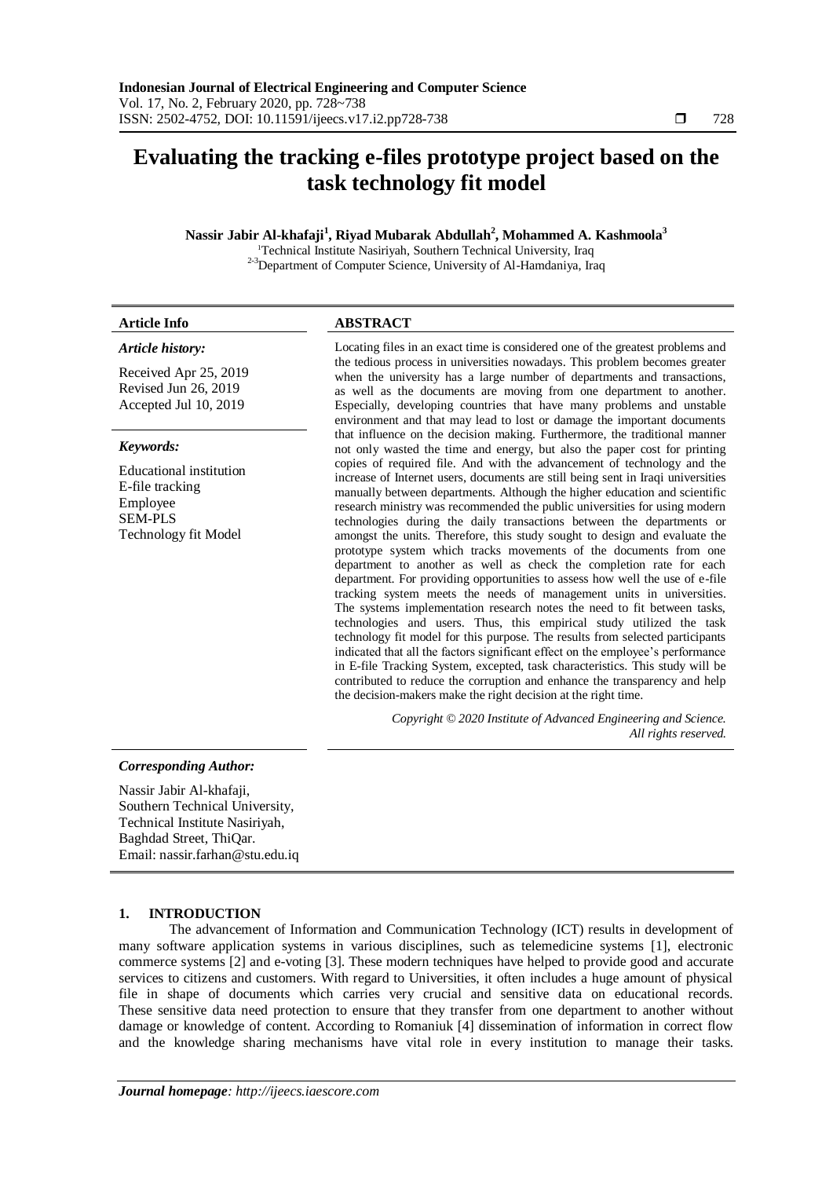# Evaluating the tracking e-files prototype project based on the task technology fit model

**Nassir Jabir Al-khafaji[1], Riyad Mubarak Abdullah[2], Mohammed A. Kashmoola[3]**

[1]Technical Institute Nasiriyah, Southern Technical University, Iraq
[2-3]Department of Computer Science, University of Al-Hamdaniya, Iraq

**Article Info**

*Article history:*

Received Apr 25, 2019
Revised Jun 26, 2019
Accepted Jul 10, 2019

*Keywords:*

Educational institution
E-file tracking
Employee
SEM-PLS
Technology fit Model

**ABSTRACT**

Locating files in an exact time is considered one of the greatest problems and the tedious process in universities nowadays. This problem becomes greater when the university has a large number of departments and transactions, as well as the documents are moving from one department to another. Especially, developing countries that have many problems and unstable environment and that may lead to lost or damage the important documents that influence on the decision making. Furthermore, the traditional manner not only wasted the time and energy, but also the paper cost for printing copies of required file. And with the advancement of technology and the increase of Internet users, documents are still being sent in Iraqi universities manually between departments. Although the higher education and scientific research ministry was recommended the public universities for using modern technologies during the daily transactions between the departments or amongst the units. Therefore, this study sought to design and evaluate the prototype system which tracks movements of the documents from one department to another as well as check the completion rate for each department. For providing opportunities to assess how well the use of e-file tracking system meets the needs of management units in universities. The systems implementation research notes the need to fit between tasks, technologies and users. Thus, this empirical study utilized the task technology fit model for this purpose. The results from selected participants indicated that all the factors significant effect on the employee's performance in E-file Tracking System, excepted, task characteristics. This study will be contributed to reduce the corruption and enhance the transparency and help the decision-makers make the right decision at the right time.

*Copyright © 2020 Institute of Advanced Engineering and Science. All rights reserved.*

***Corresponding Author:***

Nassir Jabir Al-khafaji,
Southern Technical University,
Technical Institute Nasiriyah,
Baghdad Street, ThiQar.
Email: nassir.farhan@stu.edu.iq

## 1. INTRODUCTION

The advancement of Information and Communication Technology (ICT) results in development of many software application systems in various disciplines, such as telemedicine systems [1], electronic commerce systems [2] and e-voting [3]. These modern techniques have helped to provide good and accurate services to citizens and customers. With regard to Universities, it often includes a huge amount of physical file in shape of documents which carries very crucial and sensitive data on educational records. These sensitive data need protection to ensure that they transfer from one department to another without damage or knowledge of content. According to Romaniuk [4] dissemination of information in correct flow and the knowledge sharing mechanisms have vital role in every institution to manage their tasks.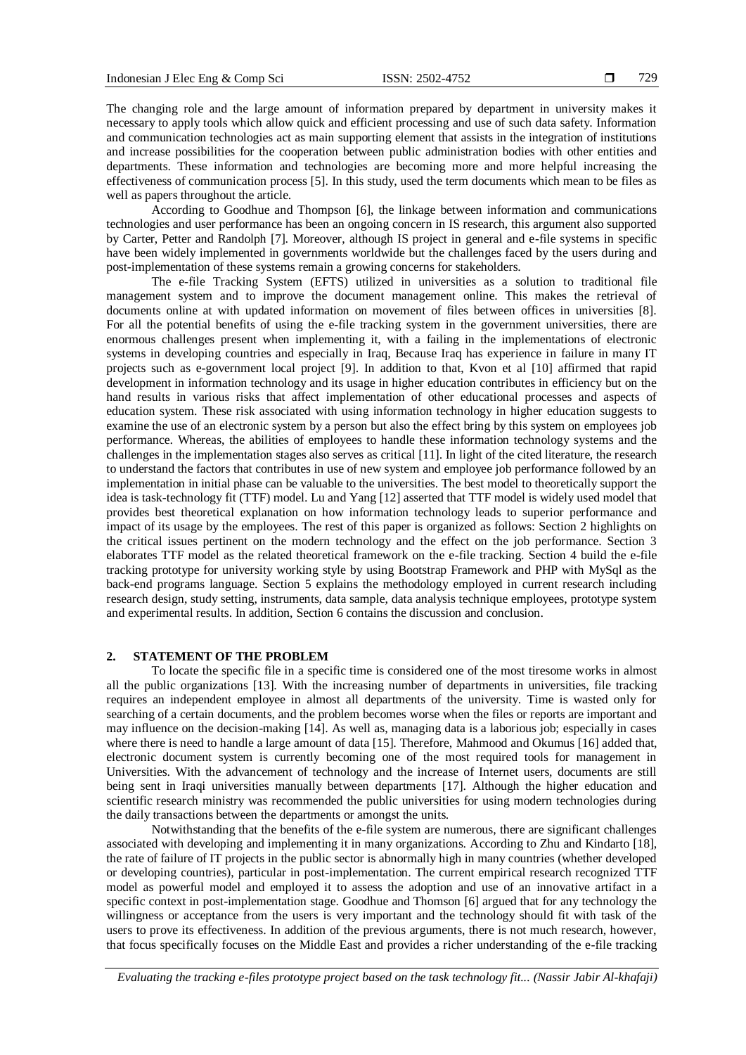The changing role and the large amount of information prepared by department in university makes it necessary to apply tools which allow quick and efficient processing and use of such data safety. Information and communication technologies act as main supporting element that assists in the integration of institutions and increase possibilities for the cooperation between public administration bodies with other entities and departments. These information and technologies are becoming more and more helpful increasing the effectiveness of communication process [5]. In this study, used the term documents which mean to be files as well as papers throughout the article.

According to Goodhue and Thompson [6], the linkage between information and communications technologies and user performance has been an ongoing concern in IS research, this argument also supported by Carter, Petter and Randolph [7]. Moreover, although IS project in general and e-file systems in specific have been widely implemented in governments worldwide but the challenges faced by the users during and post-implementation of these systems remain a growing concerns for stakeholders.

The e-file Tracking System (EFTS) utilized in universities as a solution to traditional file management system and to improve the document management online. This makes the retrieval of documents online at with updated information on movement of files between offices in universities [8]. For all the potential benefits of using the e-file tracking system in the government universities, there are enormous challenges present when implementing it, with a failing in the implementations of electronic systems in developing countries and especially in Iraq, Because Iraq has experience in failure in many IT projects such as e-government local project [9]. In addition to that, Kvon et al [10] affirmed that rapid development in information technology and its usage in higher education contributes in efficiency but on the hand results in various risks that affect implementation of other educational processes and aspects of education system. These risk associated with using information technology in higher education suggests to examine the use of an electronic system by a person but also the effect bring by this system on employees job performance. Whereas, the abilities of employees to handle these information technology systems and the challenges in the implementation stages also serves as critical [11]. In light of the cited literature, the research to understand the factors that contributes in use of new system and employee job performance followed by an implementation in initial phase can be valuable to the universities. The best model to theoretically support the idea is task-technology fit (TTF) model. Lu and Yang [12] asserted that TTF model is widely used model that provides best theoretical explanation on how information technology leads to superior performance and impact of its usage by the employees. The rest of this paper is organized as follows: Section 2 highlights on the critical issues pertinent on the modern technology and the effect on the job performance. Section 3 elaborates TTF model as the related theoretical framework on the e-file tracking. Section 4 build the e-file tracking prototype for university working style by using Bootstrap Framework and PHP with MySql as the back-end programs language. Section 5 explains the methodology employed in current research including research design, study setting, instruments, data sample, data analysis technique employees, prototype system and experimental results. In addition, Section 6 contains the discussion and conclusion.

## 2. STATEMENT OF THE PROBLEM

To locate the specific file in a specific time is considered one of the most tiresome works in almost all the public organizations [13]. With the increasing number of departments in universities, file tracking requires an independent employee in almost all departments of the university. Time is wasted only for searching of a certain documents, and the problem becomes worse when the files or reports are important and may influence on the decision-making [14]. As well as, managing data is a laborious job; especially in cases where there is need to handle a large amount of data [15]. Therefore, Mahmood and Okumus [16] added that, electronic document system is currently becoming one of the most required tools for management in Universities. With the advancement of technology and the increase of Internet users, documents are still being sent in Iraqi universities manually between departments [17]. Although the higher education and scientific research ministry was recommended the public universities for using modern technologies during the daily transactions between the departments or amongst the units.

Notwithstanding that the benefits of the e-file system are numerous, there are significant challenges associated with developing and implementing it in many organizations. According to Zhu and Kindarto [18], the rate of failure of IT projects in the public sector is abnormally high in many countries (whether developed or developing countries), particular in post-implementation. The current empirical research recognized TTF model as powerful model and employed it to assess the adoption and use of an innovative artifact in a specific context in post-implementation stage. Goodhue and Thomson [6] argued that for any technology the willingness or acceptance from the users is very important and the technology should fit with task of the users to prove its effectiveness. In addition of the previous arguments, there is not much research, however, that focus specifically focuses on the Middle East and provides a richer understanding of the e-file tracking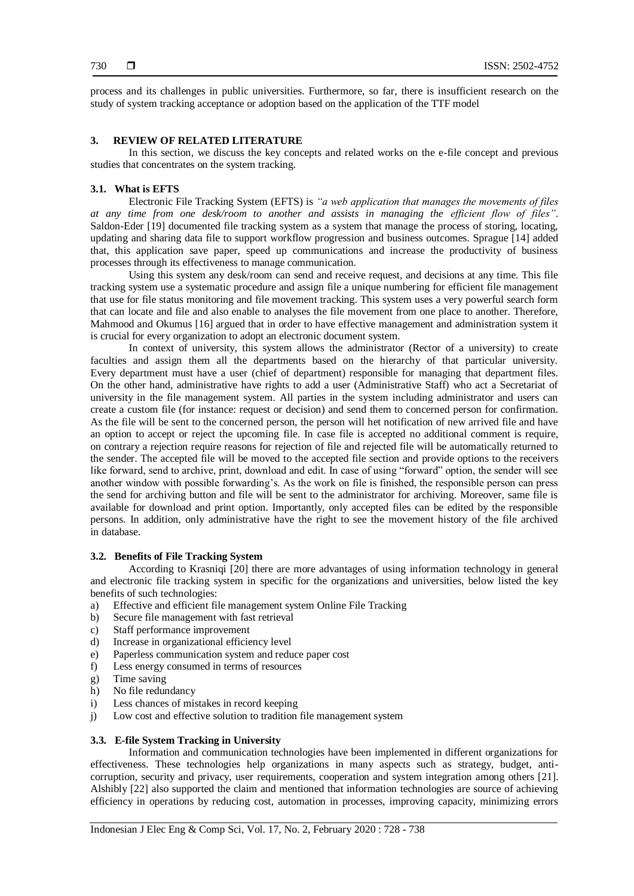process and its challenges in public universities. Furthermore, so far, there is insufficient research on the study of system tracking acceptance or adoption based on the application of the TTF model

## 3. REVIEW OF RELATED LITERATURE

In this section, we discuss the key concepts and related works on the e-file concept and previous studies that concentrates on the system tracking.

### 3.1. What is EFTS

Electronic File Tracking System (EFTS) is *"a web application that manages the movements of files at any time from one desk/room to another and assists in managing the efficient flow of files"*. Saldon-Eder [19] documented file tracking system as a system that manage the process of storing, locating, updating and sharing data file to support workflow progression and business outcomes. Sprague [14] added that, this application save paper, speed up communications and increase the productivity of business processes through its effectiveness to manage communication.

Using this system any desk/room can send and receive request, and decisions at any time. This file tracking system use a systematic procedure and assign file a unique numbering for efficient file management that use for file status monitoring and file movement tracking. This system uses a very powerful search form that can locate and file and also enable to analyses the file movement from one place to another. Therefore, Mahmood and Okumus [16] argued that in order to have effective management and administration system it is crucial for every organization to adopt an electronic document system.

In context of university, this system allows the administrator (Rector of a university) to create faculties and assign them all the departments based on the hierarchy of that particular university. Every department must have a user (chief of department) responsible for managing that department files. On the other hand, administrative have rights to add a user (Administrative Staff) who act a Secretariat of university in the file management system. All parties in the system including administrator and users can create a custom file (for instance: request or decision) and send them to concerned person for confirmation. As the file will be sent to the concerned person, the person will het notification of new arrived file and have an option to accept or reject the upcoming file. In case file is accepted no additional comment is require, on contrary a rejection require reasons for rejection of file and rejected file will be automatically returned to the sender. The accepted file will be moved to the accepted file section and provide options to the receivers like forward, send to archive, print, download and edit. In case of using "forward" option, the sender will see another window with possible forwarding's. As the work on file is finished, the responsible person can press the send for archiving button and file will be sent to the administrator for archiving. Moreover, same file is available for download and print option. Importantly, only accepted files can be edited by the responsible persons. In addition, only administrative have the right to see the movement history of the file archived in database.

### 3.2. Benefits of File Tracking System

According to Krasniqi [20] there are more advantages of using information technology in general and electronic file tracking system in specific for the organizations and universities, below listed the key benefits of such technologies:

a) Effective and efficient file management system Online File Tracking
b) Secure file management with fast retrieval
c) Staff performance improvement
d) Increase in organizational efficiency level
e) Paperless communication system and reduce paper cost
f) Less energy consumed in terms of resources
g) Time saving
h) No file redundancy
i) Less chances of mistakes in record keeping
j) Low cost and effective solution to tradition file management system

### 3.3. E-file System Tracking in University

Information and communication technologies have been implemented in different organizations for effectiveness. These technologies help organizations in many aspects such as strategy, budget, anti-corruption, security and privacy, user requirements, cooperation and system integration among others [21]. Alshibly [22] also supported the claim and mentioned that information technologies are source of achieving efficiency in operations by reducing cost, automation in processes, improving capacity, minimizing errors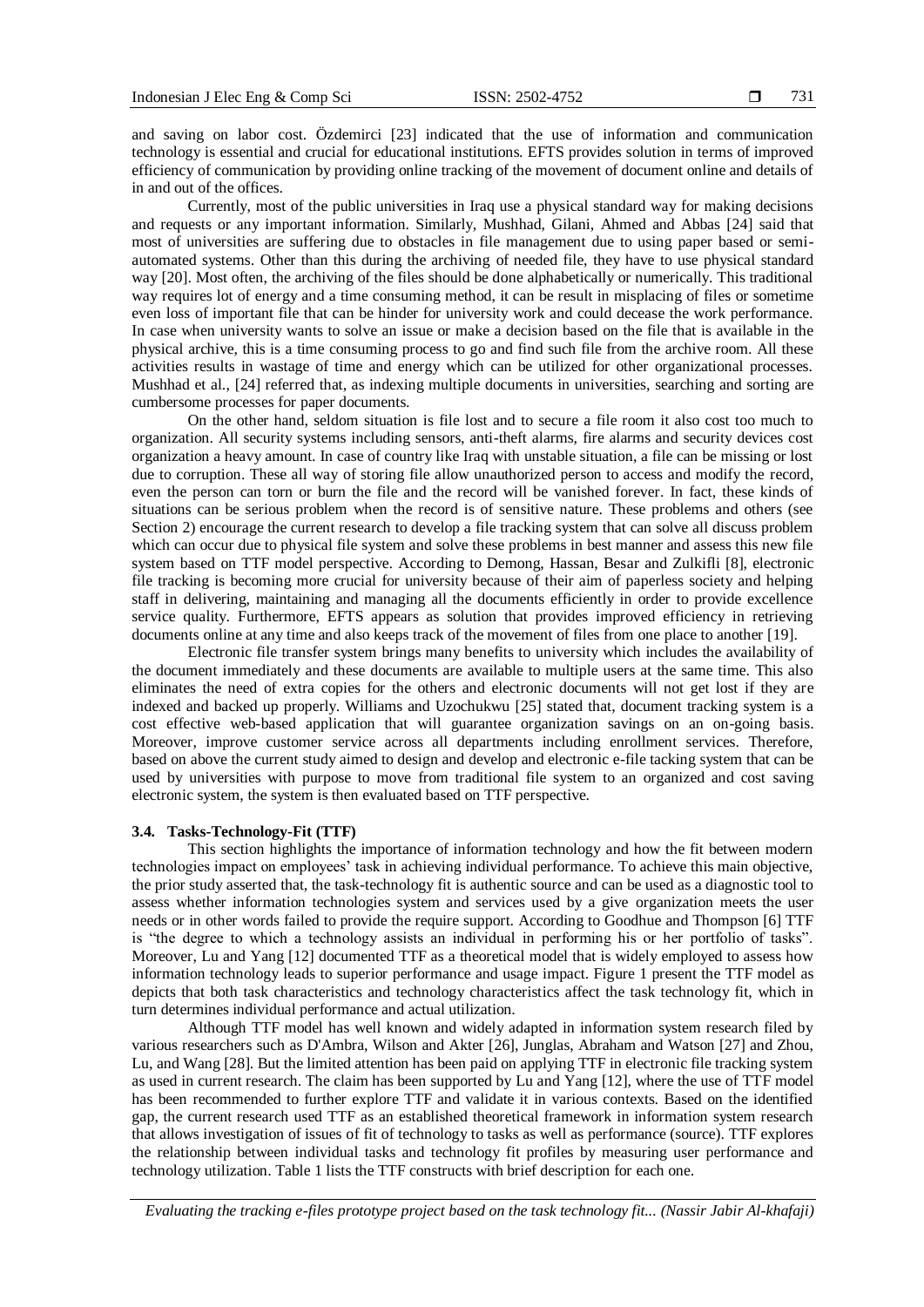and saving on labor cost. Özdemirci [23] indicated that the use of information and communication technology is essential and crucial for educational institutions. EFTS provides solution in terms of improved efficiency of communication by providing online tracking of the movement of document online and details of in and out of the offices.

Currently, most of the public universities in Iraq use a physical standard way for making decisions and requests or any important information. Similarly, Mushhad, Gilani, Ahmed and Abbas [24] said that most of universities are suffering due to obstacles in file management due to using paper based or semi-automated systems. Other than this during the archiving of needed file, they have to use physical standard way [20]. Most often, the archiving of the files should be done alphabetically or numerically. This traditional way requires lot of energy and a time consuming method, it can be result in misplacing of files or sometime even loss of important file that can be hinder for university work and could decease the work performance. In case when university wants to solve an issue or make a decision based on the file that is available in the physical archive, this is a time consuming process to go and find such file from the archive room. All these activities results in wastage of time and energy which can be utilized for other organizational processes. Mushhad et al., [24] referred that, as indexing multiple documents in universities, searching and sorting are cumbersome processes for paper documents.

On the other hand, seldom situation is file lost and to secure a file room it also cost too much to organization. All security systems including sensors, anti-theft alarms, fire alarms and security devices cost organization a heavy amount. In case of country like Iraq with unstable situation, a file can be missing or lost due to corruption. These all way of storing file allow unauthorized person to access and modify the record, even the person can torn or burn the file and the record will be vanished forever. In fact, these kinds of situations can be serious problem when the record is of sensitive nature. These problems and others (see Section 2) encourage the current research to develop a file tracking system that can solve all discuss problem which can occur due to physical file system and solve these problems in best manner and assess this new file system based on TTF model perspective. According to Demong, Hassan, Besar and Zulkifli [8], electronic file tracking is becoming more crucial for university because of their aim of paperless society and helping staff in delivering, maintaining and managing all the documents efficiently in order to provide excellence service quality. Furthermore, EFTS appears as solution that provides improved efficiency in retrieving documents online at any time and also keeps track of the movement of files from one place to another [19].

Electronic file transfer system brings many benefits to university which includes the availability of the document immediately and these documents are available to multiple users at the same time. This also eliminates the need of extra copies for the others and electronic documents will not get lost if they are indexed and backed up properly. Williams and Uzochukwu [25] stated that, document tracking system is a cost effective web-based application that will guarantee organization savings on an on-going basis. Moreover, improve customer service across all departments including enrollment services. Therefore, based on above the current study aimed to design and develop and electronic e-file tacking system that can be used by universities with purpose to move from traditional file system to an organized and cost saving electronic system, the system is then evaluated based on TTF perspective.

### 3.4. Tasks-Technology-Fit (TTF)

This section highlights the importance of information technology and how the fit between modern technologies impact on employees' task in achieving individual performance. To achieve this main objective, the prior study asserted that, the task-technology fit is authentic source and can be used as a diagnostic tool to assess whether information technologies system and services used by a give organization meets the user needs or in other words failed to provide the require support. According to Goodhue and Thompson [6] TTF is "the degree to which a technology assists an individual in performing his or her portfolio of tasks". Moreover, Lu and Yang [12] documented TTF as a theoretical model that is widely employed to assess how information technology leads to superior performance and usage impact. Figure 1 present the TTF model as depicts that both task characteristics and technology characteristics affect the task technology fit, which in turn determines individual performance and actual utilization.

Although TTF model has well known and widely adapted in information system research filed by various researchers such as D'Ambra, Wilson and Akter [26], Junglas, Abraham and Watson [27] and Zhou, Lu, and Wang [28]. But the limited attention has been paid on applying TTF in electronic file tracking system as used in current research. The claim has been supported by Lu and Yang [12], where the use of TTF model has been recommended to further explore TTF and validate it in various contexts. Based on the identified gap, the current research used TTF as an established theoretical framework in information system research that allows investigation of issues of fit of technology to tasks as well as performance (source). TTF explores the relationship between individual tasks and technology fit profiles by measuring user performance and technology utilization. Table 1 lists the TTF constructs with brief description for each one.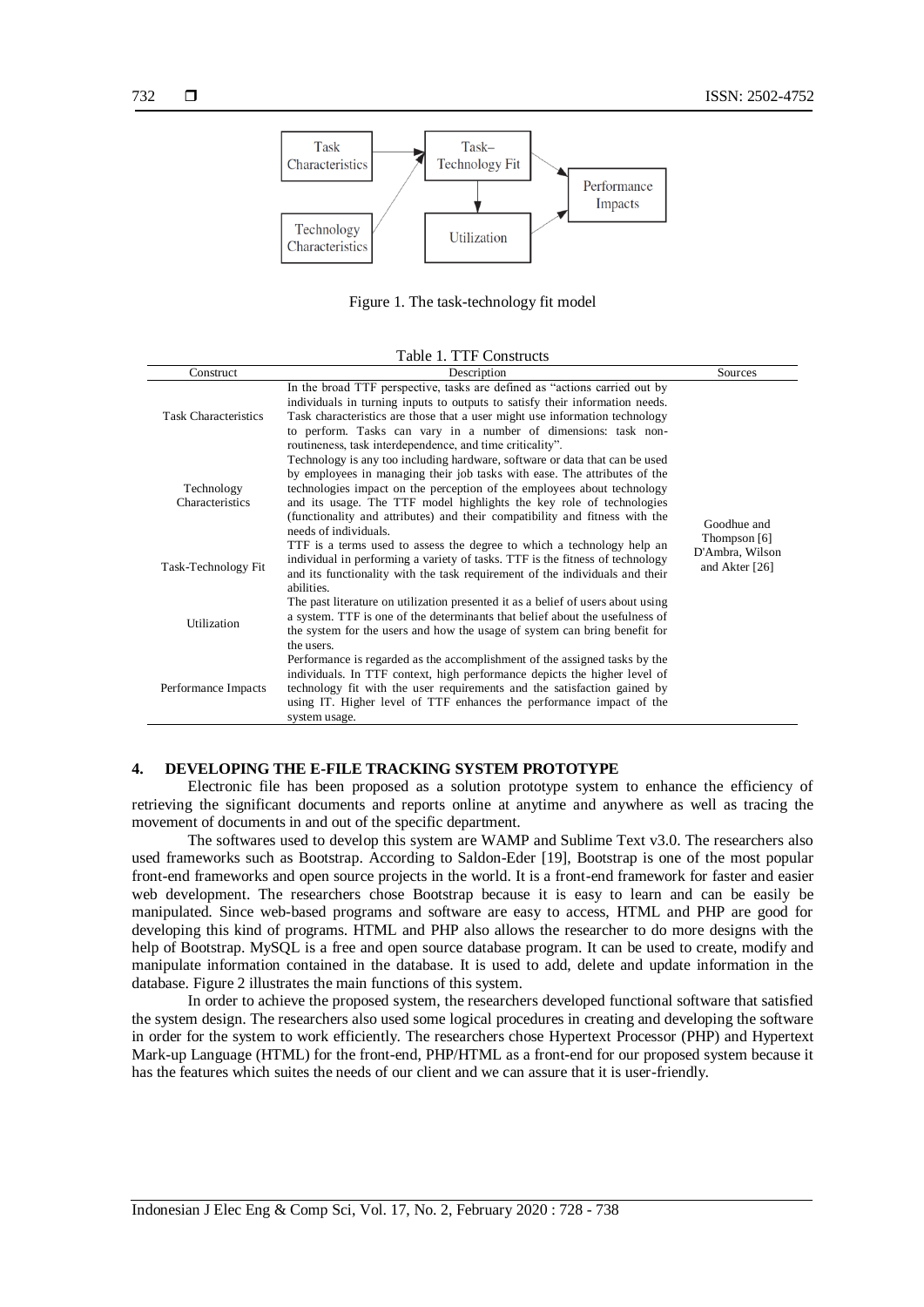Figure 1. The task-technology fit model

Table 1. TTF Constructs

| Construct | Description | Sources |
|---|---|---|
| Task Characteristics | In the broad TTF perspective, tasks are defined as "actions carried out by individuals in turning inputs to outputs to satisfy their information needs. Task characteristics are those that a user might use information technology to perform. Tasks can vary in a number of dimensions: task non-routineness, task interdependence, and time criticality". | Goodhue and Thompson [6] D'Ambra, Wilson and Akter [26] |
| Technology Characteristics | Technology is any too including hardware, software or data that can be used by employees in managing their job tasks with ease. The attributes of the technologies impact on the perception of the employees about technology and its usage. The TTF model highlights the key role of technologies (functionality and attributes) and their compatibility and fitness with the needs of individuals. | |
| Task-Technology Fit | TTF is a terms used to assess the degree to which a technology help an individual in performing a variety of tasks. TTF is the fitness of technology and its functionality with the task requirement of the individuals and their abilities. | |
| Utilization | The past literature on utilization presented it as a belief of users about using a system. TTF is one of the determinants that belief about the usefulness of the system for the users and how the usage of system can bring benefit for the users. | |
| Performance Impacts | Performance is regarded as the accomplishment of the assigned tasks by the individuals. In TTF context, high performance depicts the higher level of technology fit with the user requirements and the satisfaction gained by using IT. Higher level of TTF enhances the performance impact of the system usage. | |

## 4. DEVELOPING THE E-FILE TRACKING SYSTEM PROTOTYPE

Electronic file has been proposed as a solution prototype system to enhance the efficiency of retrieving the significant documents and reports online at anytime and anywhere as well as tracing the movement of documents in and out of the specific department.

The softwares used to develop this system are WAMP and Sublime Text v3.0. The researchers also used frameworks such as Bootstrap. According to Saldon-Eder [19], Bootstrap is one of the most popular front-end frameworks and open source projects in the world. It is a front-end framework for faster and easier web development. The researchers chose Bootstrap because it is easy to learn and can be easily be manipulated. Since web-based programs and software are easy to access, HTML and PHP are good for developing this kind of programs. HTML and PHP also allows the researcher to do more designs with the help of Bootstrap. MySQL is a free and open source database program. It can be used to create, modify and manipulate information contained in the database. It is used to add, delete and update information in the database. Figure 2 illustrates the main functions of this system.

In order to achieve the proposed system, the researchers developed functional software that satisfied the system design. The researchers also used some logical procedures in creating and developing the software in order for the system to work efficiently. The researchers chose Hypertext Processor (PHP) and Hypertext Mark-up Language (HTML) for the front-end, PHP/HTML as a front-end for our proposed system because it has the features which suites the needs of our client and we can assure that it is user-friendly.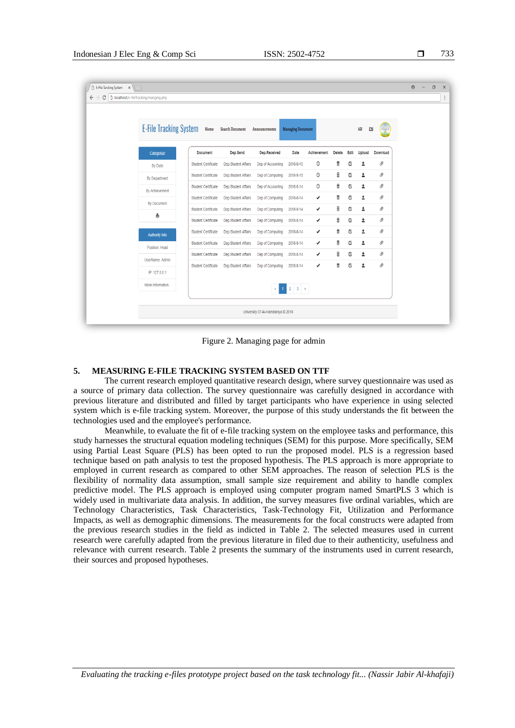Figure 2. Managing page for admin

## 5. MEASURING E-FILE TRACKING SYSTEM BASED ON TTF

The current research employed quantitative research design, where survey questionnaire was used as a source of primary data collection. The survey questionnaire was carefully designed in accordance with previous literature and distributed and filled by target participants who have experience in using selected system which is e-file tracking system. Moreover, the purpose of this study understands the fit between the technologies used and the employee's performance.

Meanwhile, to evaluate the fit of e-file tracking system on the employee tasks and performance, this study harnesses the structural equation modeling techniques (SEM) for this purpose. More specifically, SEM using Partial Least Square (PLS) has been opted to run the proposed model. PLS is a regression based technique based on path analysis to test the proposed hypothesis. The PLS approach is more appropriate to employed in current research as compared to other SEM approaches. The reason of selection PLS is the flexibility of normality data assumption, small sample size requirement and ability to handle complex predictive model. The PLS approach is employed using computer program named SmartPLS 3 which is widely used in multivariate data analysis. In addition, the survey measures five ordinal variables, which are Technology Characteristics, Task Characteristics, Task-Technology Fit, Utilization and Performance Impacts, as well as demographic dimensions. The measurements for the focal constructs were adapted from the previous research studies in the field as indicted in Table 2. The selected measures used in current research were carefully adapted from the previous literature in filed due to their authenticity, usefulness and relevance with current research. Table 2 presents the summary of the instruments used in current research, their sources and proposed hypotheses.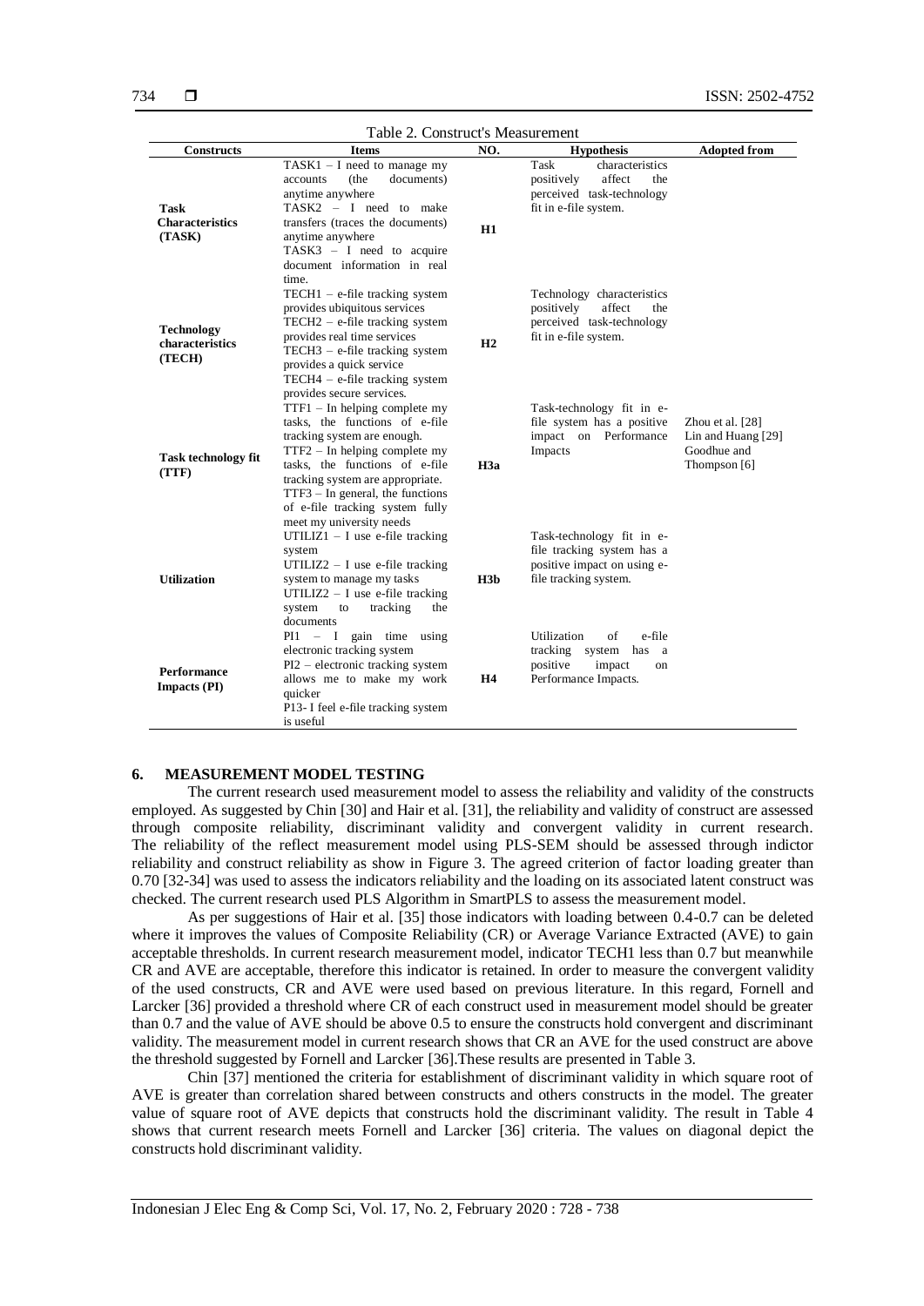Table 2. Construct's Measurement

| Constructs | Items | NO. | Hypothesis | Adopted from |
|---|---|---|---|---|
| **Task Characteristics (TASK)** | TASK1 – I need to manage my accounts (the documents) anytime anywhere<br>TASK2 – I need to make transfers (traces the documents) anytime anywhere<br>TASK3 – I need to acquire document information in real time. | **H1** | Task characteristics positively affect the perceived task-technology fit in e-file system. | |
| **Technology characteristics (TECH)** | TECH1 – e-file tracking system provides ubiquitous services<br>TECH2 – e-file tracking system provides real time services<br>TECH3 – e-file tracking system provides a quick service<br>TECH4 – e-file tracking system provides secure services. | **H2** | Technology characteristics positively affect the perceived task-technology fit in e-file system. | |
| **Task technology fit (TTF)** | TTF1 – In helping complete my tasks, the functions of e-file tracking system are enough.<br>TTF2 – In helping complete my tasks, the functions of e-file tracking system are appropriate.<br>TTF3 – In general, the functions of e-file tracking system fully meet my university needs | **H3a** | Task-technology fit in e-file system has a positive impact on Performance Impacts | Zhou et al. [28]<br>Lin and Huang [29]<br>Goodhue and Thompson [6] |
| **Utilization** | UTILIZ1 – I use e-file tracking system<br>UTILIZ2 – I use e-file tracking system to manage my tasks<br>UTILIZ2 – I use e-file tracking system to tracking the documents | **H3b** | Task-technology fit in e-file tracking system has a positive impact on using e-file tracking system. | |
| **Performance Impacts (PI)** | PI1 – I gain time using electronic tracking system<br>PI2 – electronic tracking system allows me to make my work quicker<br>P13- I feel e-file tracking system is useful | **H4** | Utilization of e-file tracking system has a positive impact on Performance Impacts. | |

## 6. MEASUREMENT MODEL TESTING

The current research used measurement model to assess the reliability and validity of the constructs employed. As suggested by Chin [30] and Hair et al. [31], the reliability and validity of construct are assessed through composite reliability, discriminant validity and convergent validity in current research. The reliability of the reflect measurement model using PLS-SEM should be assessed through indictor reliability and construct reliability as show in Figure 3. The agreed criterion of factor loading greater than 0.70 [32-34] was used to assess the indicators reliability and the loading on its associated latent construct was checked. The current research used PLS Algorithm in SmartPLS to assess the measurement model.

As per suggestions of Hair et al. [35] those indicators with loading between 0.4-0.7 can be deleted where it improves the values of Composite Reliability (CR) or Average Variance Extracted (AVE) to gain acceptable thresholds. In current research measurement model, indicator TECH1 less than 0.7 but meanwhile CR and AVE are acceptable, therefore this indicator is retained. In order to measure the convergent validity of the used constructs, CR and AVE were used based on previous literature. In this regard, Fornell and Larcker [36] provided a threshold where CR of each construct used in measurement model should be greater than 0.7 and the value of AVE should be above 0.5 to ensure the constructs hold convergent and discriminant validity. The measurement model in current research shows that CR an AVE for the used construct are above the threshold suggested by Fornell and Larcker [36].These results are presented in Table 3.

Chin [37] mentioned the criteria for establishment of discriminant validity in which square root of AVE is greater than correlation shared between constructs and others constructs in the model. The greater value of square root of AVE depicts that constructs hold the discriminant validity. The result in Table 4 shows that current research meets Fornell and Larcker [36] criteria. The values on diagonal depict the constructs hold discriminant validity.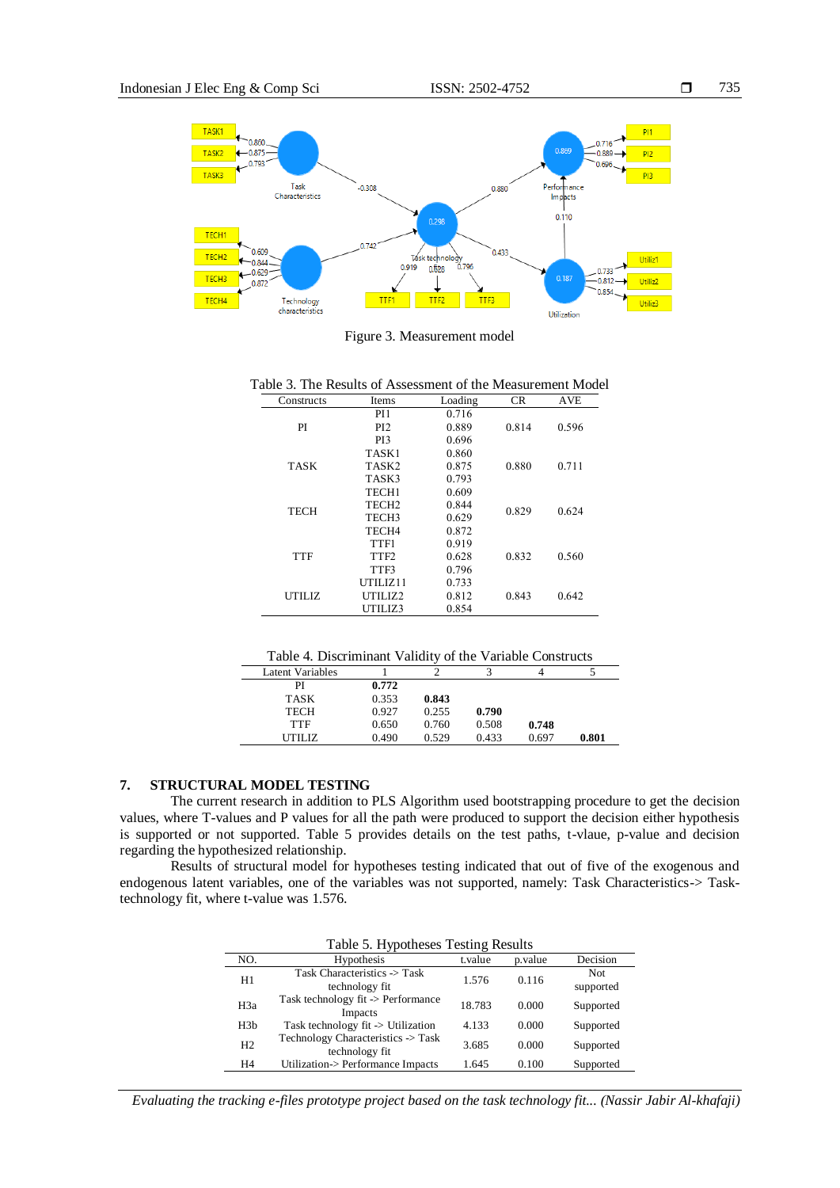Figure 3. Measurement model

Table 3. The Results of Assessment of the Measurement Model

| Constructs | Items | Loading | CR | AVE |
|---|---|---|---|---|
| PI | PI1 | 0.716 | 0.814 | 0.596 |
| | PI2 | 0.889 | | |
| | PI3 | 0.696 | | |
| TASK | TASK1 | 0.860 | 0.880 | 0.711 |
| | TASK2 | 0.875 | | |
| | TASK3 | 0.793 | | |
| TECH | TECH1 | 0.609 | 0.829 | 0.624 |
| | TECH2 | 0.844 | | |
| | TECH3 | 0.629 | | |
| | TECH4 | 0.872 | | |
| TTF | TTF1 | 0.919 | 0.832 | 0.560 |
| | TTF2 | 0.628 | | |
| | TTF3 | 0.796 | | |
| UTILIZ | UTILIZ11 | 0.733 | 0.843 | 0.642 |
| | UTILIZ2 | 0.812 | | |
| | UTILIZ3 | 0.854 | | |

Table 4. Discriminant Validity of the Variable Constructs

| Latent Variables | 1 | 2 | 3 | 4 | 5 |
|---|---|---|---|---|---|
| PI | **0.772** | | | | |
| TASK | 0.353 | **0.843** | | | |
| TECH | 0.927 | 0.255 | **0.790** | | |
| TTF | 0.650 | 0.760 | 0.508 | **0.748** | |
| UTILIZ | 0.490 | 0.529 | 0.433 | 0.697 | **0.801** |

## 7. STRUCTURAL MODEL TESTING

The current research in addition to PLS Algorithm used bootstrapping procedure to get the decision values, where T-values and P values for all the path were produced to support the decision either hypothesis is supported or not supported. Table 5 provides details on the test paths, t-vlaue, p-value and decision regarding the hypothesized relationship.

Results of structural model for hypotheses testing indicated that out of five of the exogenous and endogenous latent variables, one of the variables was not supported, namely: Task Characteristics-> Task-technology fit, where t-value was 1.576.

Table 5. Hypotheses Testing Results

| NO. | Hypothesis | t.value | p.value | Decision |
|---|---|---|---|---|
| H1 | Task Characteristics -> Task technology fit | 1.576 | 0.116 | Not supported |
| H3a | Task technology fit -> Performance Impacts | 18.783 | 0.000 | Supported |
| H3b | Task technology fit -> Utilization | 4.133 | 0.000 | Supported |
| H2 | Technology Characteristics -> Task technology fit | 3.685 | 0.000 | Supported |
| H4 | Utilization-> Performance Impacts | 1.645 | 0.100 | Supported |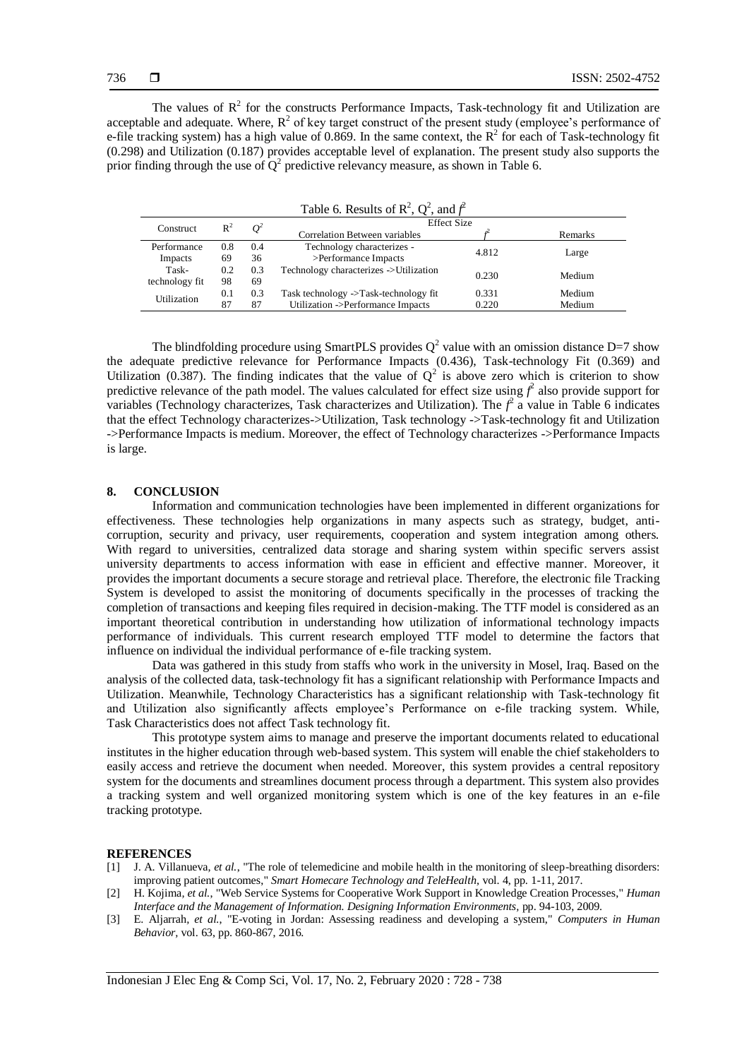The values of $R^2$ for the constructs Performance Impacts, Task-technology fit and Utilization are acceptable and adequate. Where, $R^2$ of key target construct of the present study (employee's performance of e-file tracking system) has a high value of 0.869. In the same context, the $R^2$ for each of Task-technology fit (0.298) and Utilization (0.187) provides acceptable level of explanation. The present study also supports the prior finding through the use of $Q^2$ predictive relevancy measure, as shown in Table 6.

Table 6. Results of $R^2$, $Q^2$, and $f^2$

| Construct | $R^2$ | $Q^2$ | Effect Size | | |
|---|---|---|---|---|---|
| | | | Correlation Between variables | $f^2$ | Remarks |
| Performance Impacts | 0.869 | 0.436 | Technology characterizes ->Performance Impacts | 4.812 | Large |
| Task-technology fit | 0.298 | 0.369 | Technology characterizes ->Utilization | 0.230 | Medium |
| Utilization | 0.187 | 0.387 | Task technology ->Task-technology fit | 0.331 | Medium |
| | | | Utilization ->Performance Impacts | 0.220 | Medium |

The blindfolding procedure using SmartPLS provides $Q^2$ value with an omission distance D=7 show the adequate predictive relevance for Performance Impacts (0.436), Task-technology Fit (0.369) and Utilization (0.387). The finding indicates that the value of $Q^2$ is above zero which is criterion to show predictive relevance of the path model. The values calculated for effect size using $f^2$ also provide support for variables (Technology characterizes, Task characterizes and Utilization). The $f^2$ a value in Table 6 indicates that the effect Technology characterizes->Utilization, Task technology ->Task-technology fit and Utilization ->Performance Impacts is medium. Moreover, the effect of Technology characterizes ->Performance Impacts is large.

## 8. CONCLUSION

Information and communication technologies have been implemented in different organizations for effectiveness. These technologies help organizations in many aspects such as strategy, budget, anti-corruption, security and privacy, user requirements, cooperation and system integration among others. With regard to universities, centralized data storage and sharing system within specific servers assist university departments to access information with ease in efficient and effective manner. Moreover, it provides the important documents a secure storage and retrieval place. Therefore, the electronic file Tracking System is developed to assist the monitoring of documents specifically in the processes of tracking the completion of transactions and keeping files required in decision-making. The TTF model is considered as an important theoretical contribution in understanding how utilization of informational technology impacts performance of individuals. This current research employed TTF model to determine the factors that influence on individual the individual performance of e-file tracking system.

Data was gathered in this study from staffs who work in the university in Mosel, Iraq. Based on the analysis of the collected data, task-technology fit has a significant relationship with Performance Impacts and Utilization. Meanwhile, Technology Characteristics has a significant relationship with Task-technology fit and Utilization also significantly affects employee's Performance on e-file tracking system. While, Task Characteristics does not affect Task technology fit.

This prototype system aims to manage and preserve the important documents related to educational institutes in the higher education through web-based system. This system will enable the chief stakeholders to easily access and retrieve the document when needed. Moreover, this system provides a central repository system for the documents and streamlines document process through a department. This system also provides a tracking system and well organized monitoring system which is one of the key features in an e-file tracking prototype.

## REFERENCES

[1] J. A. Villanueva, *et al.*, "The role of telemedicine and mobile health in the monitoring of sleep-breathing disorders: improving patient outcomes," *Smart Homecare Technology and TeleHealth*, vol. 4, pp. 1-11, 2017.

[2] H. Kojima, *et al.*, "Web Service Systems for Cooperative Work Support in Knowledge Creation Processes," *Human Interface and the Management of Information. Designing Information Environments*, pp. 94-103, 2009.

[3] E. Aljarrah, *et al.*, "E-voting in Jordan: Assessing readiness and developing a system," *Computers in Human Behavior*, vol. 63, pp. 860-867, 2016.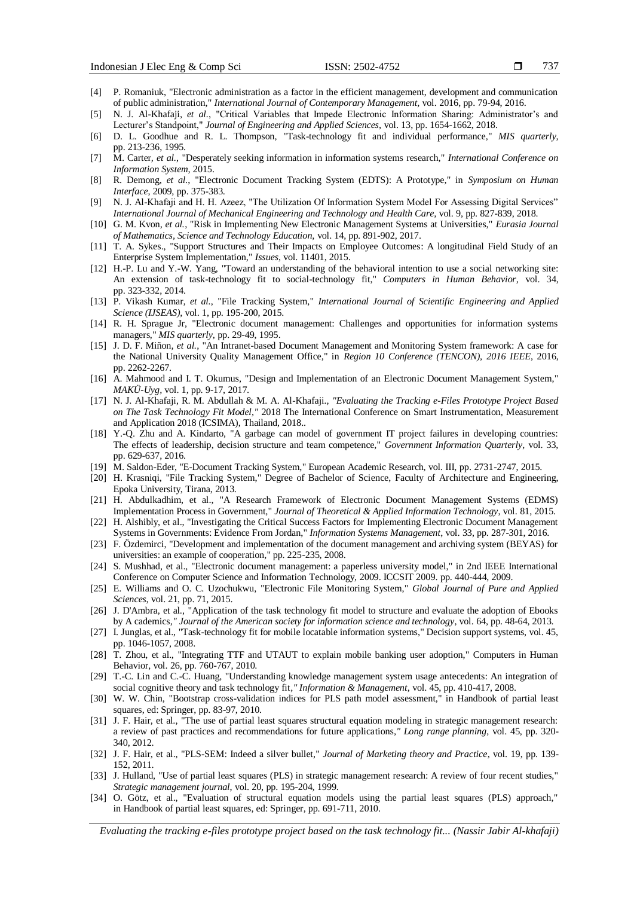[4] P. Romaniuk, "Electronic administration as a factor in the efficient management, development and communication of public administration," *International Journal of Contemporary Management*, vol. 2016, pp. 79-94, 2016.

[5] N. J. Al-Khafaji, *et al*., "Critical Variables that Impede Electronic Information Sharing: Administrator's and Lecturer's Standpoint," *Journal of Engineering and Applied Sciences*, vol. 13, pp. 1654-1662, 2018.

[6] D. L. Goodhue and R. L. Thompson, "Task-technology fit and individual performance," *MIS quarterly*, pp. 213-236, 1995.

[7] M. Carter, *et al.*, "Desperately seeking information in information systems research," *International Conference on Information System,* 2015.

[8] R. Demong, *et al.*, "Electronic Document Tracking System (EDTS): A Prototype," in *Symposium on Human Interface*, 2009, pp. 375-383.

[9] N. J. Al-Khafaji and H. H. Azeez, "The Utilization Of Information System Model For Assessing Digital Services" *International Journal of Mechanical Engineering and Technology and Health Care*, vol. 9, pp. 827-839, 2018.

[10] G. M. Kvon, *et al.*, "Risk in Implementing New Electronic Management Systems at Universities," *Eurasia Journal of Mathematics, Science and Technology Education*, vol. 14, pp. 891-902, 2017.

[11] T. A. Sykes., "Support Structures and Their Impacts on Employee Outcomes: A longitudinal Field Study of an Enterprise System Implementation," *Issues*, vol. 11401, 2015.

[12] H.-P. Lu and Y.-W. Yang, "Toward an understanding of the behavioral intention to use a social networking site: An extension of task-technology fit to social-technology fit," *Computers in Human Behavior*, vol. 34, pp. 323-332, 2014.

[13] P. Vikash Kumar, *et al.*, "File Tracking System," *International Journal of Scientific Engineering and Applied Science (IJSEAS)*, vol. 1, pp. 195-200, 2015.

[14] R. H. Sprague Jr, "Electronic document management: Challenges and opportunities for information systems managers," *MIS quarterly*, pp. 29-49, 1995.

[15] J. D. F. Miñon, *et al.*, "An Intranet-based Document Management and Monitoring System framework: A case for the National University Quality Management Office," in *Region 10 Conference (TENCON), 2016 IEEE*, 2016, pp. 2262-2267.

[16] A. Mahmood and I. T. Okumus, "Design and Implementation of an Electronic Document Management System," *MAKÜ-Uyg*, vol. 1, pp. 9-17, 2017.

[17] N. J. Al-Khafaji, R. M. Abdullah & M. A. Al-Khafaji., *"Evaluating the Tracking e-Files Prototype Project Based on The Task Technology Fit Model,"* 2018 The International Conference on Smart Instrumentation, Measurement and Application 2018 (ICSIMA), Thailand, 2018..

[18] Y.-Q. Zhu and A. Kindarto, "A garbage can model of government IT project failures in developing countries: The effects of leadership, decision structure and team competence," *Government Information Quarterly*, vol. 33, pp. 629-637, 2016.

[19] M. Saldon-Eder, "E-Document Tracking System," European Academic Research, vol. III, pp. 2731-2747, 2015.

[20] H. Krasniqi, "File Tracking System," Degree of Bachelor of Science, Faculty of Architecture and Engineering, Epoka University, Tirana, 2013.

[21] H. Abdulkadhim, et al., "A Research Framework of Electronic Document Management Systems (EDMS) Implementation Process in Government," *Journal of Theoretical & Applied Information Technology*, vol. 81, 2015.

[22] H. Alshibly, et al., "Investigating the Critical Success Factors for Implementing Electronic Document Management Systems in Governments: Evidence From Jordan," *Information Systems Management*, vol. 33, pp. 287-301, 2016.

[23] F. Özdemirci, "Development and implementation of the document management and archiving system (BEYAS) for universities: an example of cooperation," pp. 225-235, 2008.

[24] S. Mushhad, et al., "Electronic document management: a paperless university model," in 2nd IEEE International Conference on Computer Science and Information Technology, 2009. ICCSIT 2009. pp. 440-444, 2009.

[25] E. Williams and O. C. Uzochukwu, "Electronic File Monitoring System," *Global Journal of Pure and Applied Sciences*, vol. 21, pp. 71, 2015.

[26] J. D'Ambra, et al., "Application of the task technology fit model to structure and evaluate the adoption of Ebooks by A cademics*," Journal of the American society for information science and technology*, vol. 64, pp. 48-64, 2013.

[27] I. Junglas, et al., "Task-technology fit for mobile locatable information systems," Decision support systems, vol. 45, pp. 1046-1057, 2008.

[28] T. Zhou, et al., "Integrating TTF and UTAUT to explain mobile banking user adoption," Computers in Human Behavior, vol. 26, pp. 760-767, 2010.

[29] T.-C. Lin and C.-C. Huang, "Understanding knowledge management system usage antecedents: An integration of social cognitive theory and task technology fit*," Information & Management*, vol. 45, pp. 410-417, 2008.

[30] W. W. Chin, "Bootstrap cross-validation indices for PLS path model assessment," in Handbook of partial least squares, ed: Springer, pp. 83-97, 2010.

[31] J. F. Hair, et al., "The use of partial least squares structural equation modeling in strategic management research: a review of past practices and recommendations for future applications*," Long range planning*, vol. 45, pp. 320-340, 2012.

[32] J. F. Hair, et al., "PLS-SEM: Indeed a silver bullet," *Journal of Marketing theory and Practice*, vol. 19, pp. 139-152, 2011.

[33] J. Hulland, "Use of partial least squares (PLS) in strategic management research: A review of four recent studies," *Strategic management journal*, vol. 20, pp. 195-204, 1999.

[34] O. Götz, et al., "Evaluation of structural equation models using the partial least squares (PLS) approach," in Handbook of partial least squares, ed: Springer, pp. 691-711, 2010.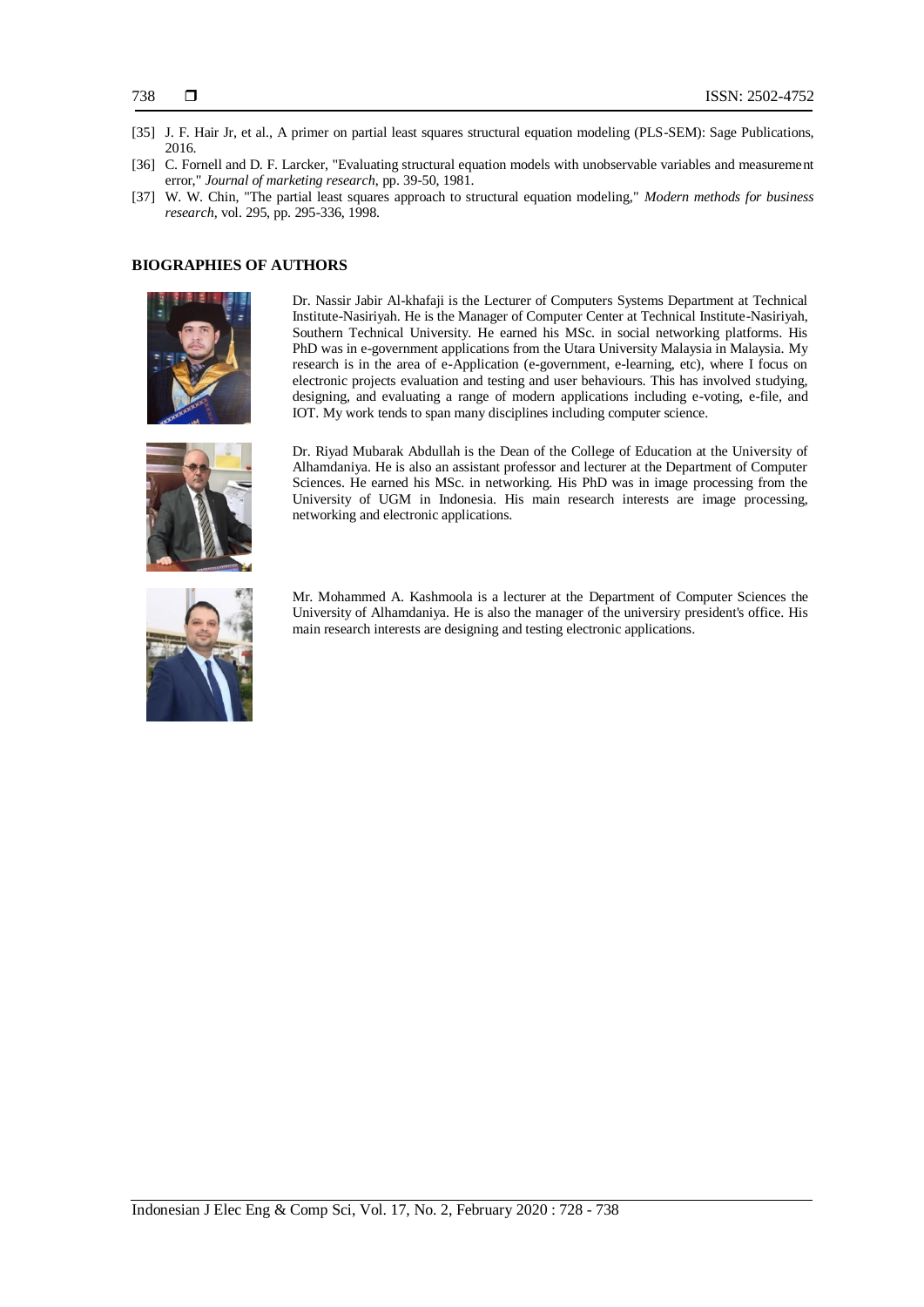[35] J. F. Hair Jr, et al., A primer on partial least squares structural equation modeling (PLS-SEM): Sage Publications, 2016.

[36] C. Fornell and D. F. Larcker, "Evaluating structural equation models with unobservable variables and measurement error," *Journal of marketing research*, pp. 39-50, 1981.

[37] W. W. Chin, "The partial least squares approach to structural equation modeling," *Modern methods for business research*, vol. 295, pp. 295-336, 1998.

**BIOGRAPHIES OF AUTHORS**

Dr. Nassir Jabir Al-khafaji is the Lecturer of Computers Systems Department at Technical Institute-Nasiriyah. He is the Manager of Computer Center at Technical Institute-Nasiriyah, Southern Technical University. He earned his MSc. in social networking platforms. His PhD was in e-government applications from the Utara University Malaysia in Malaysia. My research is in the area of e-Application (e-government, e-learning, etc), where I focus on electronic projects evaluation and testing and user behaviours. This has involved studying, designing, and evaluating a range of modern applications including e-voting, e-file, and IOT. My work tends to span many disciplines including computer science.

Dr. Riyad Mubarak Abdullah is the Dean of the College of Education at the University of Alhamdaniya. He is also an assistant professor and lecturer at the Department of Computer Sciences. He earned his MSc. in networking. His PhD was in image processing from the University of UGM in Indonesia. His main research interests are image processing, networking and electronic applications.

Mr. Mohammed A. Kashmoola is a lecturer at the Department of Computer Sciences the University of Alhamdaniya. He is also the manager of the universiry president's office. His main research interests are designing and testing electronic applications.